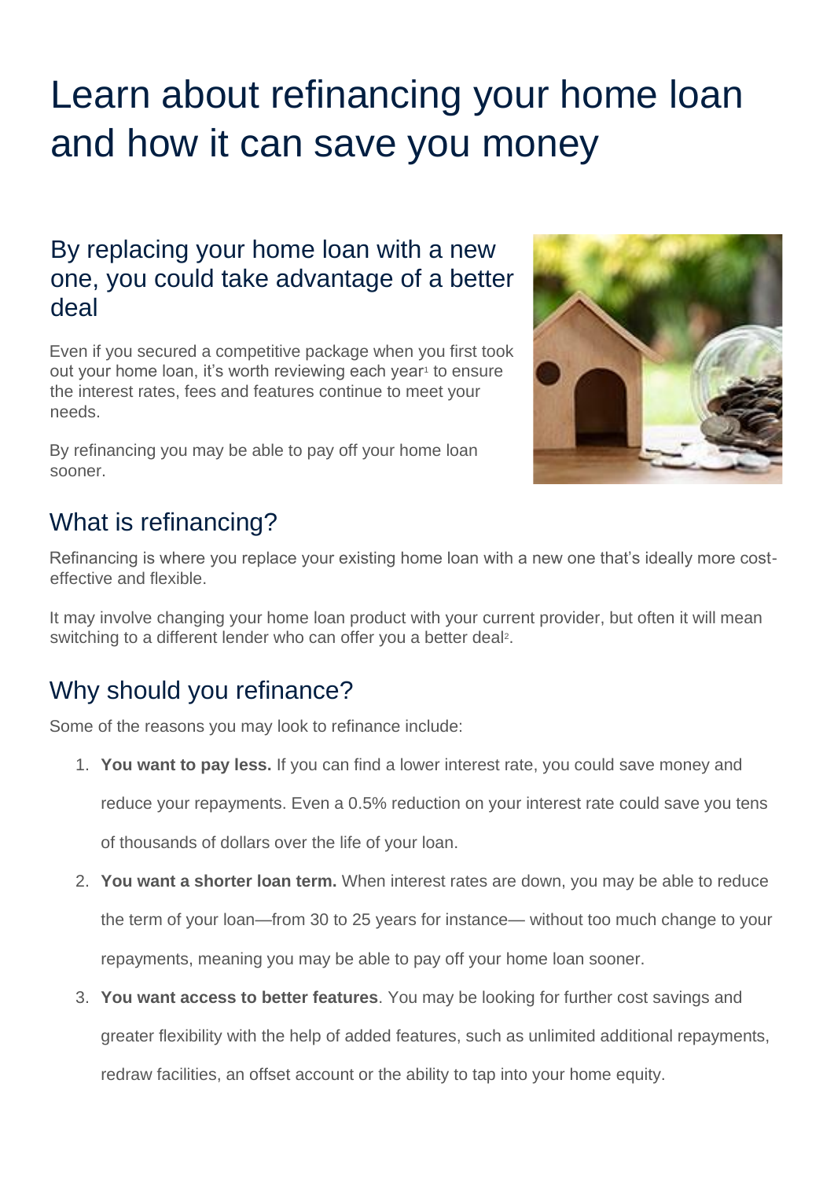# Learn about refinancing your home loan and how it can save you money

## By replacing your home loan with a new one, you could take advantage of a better deal

Even if you secured a competitive package when you first took out your home loan, it's worth reviewing each year[1] to ensure the interest rates, fees and features continue to meet your needs.

By refinancing you may be able to pay off your home loan sooner.

## What is refinancing?

Refinancing is where you replace your existing home loan with a new one that's ideally more cost-effective and flexible.

It may involve changing your home loan product with your current provider, but often it will mean switching to a different lender who can offer you a better deal[2].

## Why should you refinance?

Some of the reasons you may look to refinance include:

1. **You want to pay less.** If you can find a lower interest rate, you could save money and reduce your repayments. Even a 0.5% reduction on your interest rate could save you tens of thousands of dollars over the life of your loan.
2. **You want a shorter loan term.** When interest rates are down, you may be able to reduce the term of your loan—from 30 to 25 years for instance— without too much change to your repayments, meaning you may be able to pay off your home loan sooner.
3. **You want access to better features**. You may be looking for further cost savings and greater flexibility with the help of added features, such as unlimited additional repayments, redraw facilities, an offset account or the ability to tap into your home equity.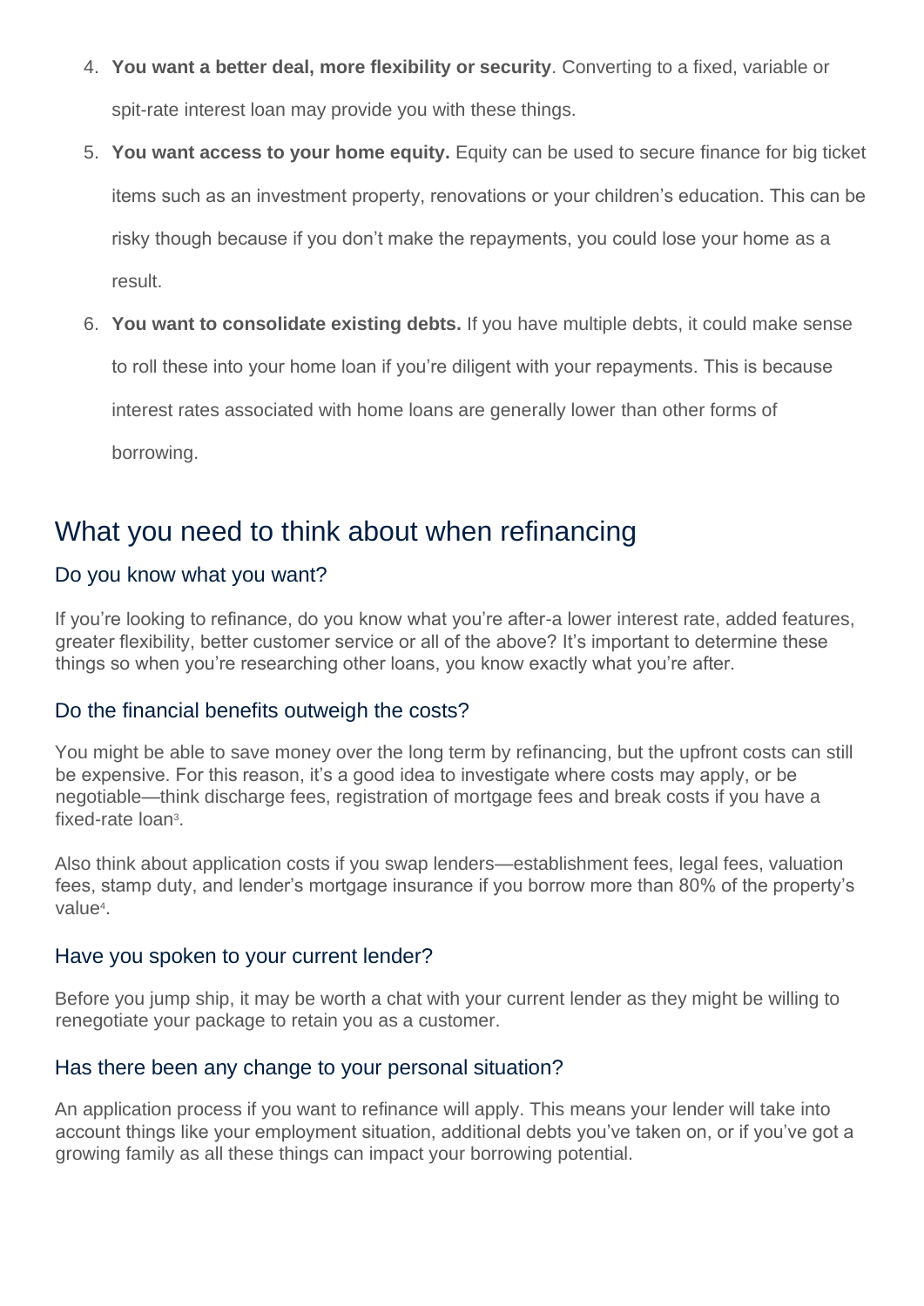4. **You want a better deal, more flexibility or security**. Converting to a fixed, variable or spit-rate interest loan may provide you with these things.
5. **You want access to your home equity.** Equity can be used to secure finance for big ticket items such as an investment property, renovations or your children's education. This can be risky though because if you don't make the repayments, you could lose your home as a result.
6. **You want to consolidate existing debts.** If you have multiple debts, it could make sense to roll these into your home loan if you're diligent with your repayments. This is because interest rates associated with home loans are generally lower than other forms of borrowing.

## What you need to think about when refinancing

### Do you know what you want?

If you're looking to refinance, do you know what you're after-a lower interest rate, added features, greater flexibility, better customer service or all of the above? It's important to determine these things so when you're researching other loans, you know exactly what you're after.

### Do the financial benefits outweigh the costs?

You might be able to save money over the long term by refinancing, but the upfront costs can still be expensive. For this reason, it's a good idea to investigate where costs may apply, or be negotiable—think discharge fees, registration of mortgage fees and break costs if you have a fixed-rate loan[3].

Also think about application costs if you swap lenders—establishment fees, legal fees, valuation fees, stamp duty, and lender's mortgage insurance if you borrow more than 80% of the property's value[4].

### Have you spoken to your current lender?

Before you jump ship, it may be worth a chat with your current lender as they might be willing to renegotiate your package to retain you as a customer.

### Has there been any change to your personal situation?

An application process if you want to refinance will apply. This means your lender will take into account things like your employment situation, additional debts you've taken on, or if you've got a growing family as all these things can impact your borrowing potential.